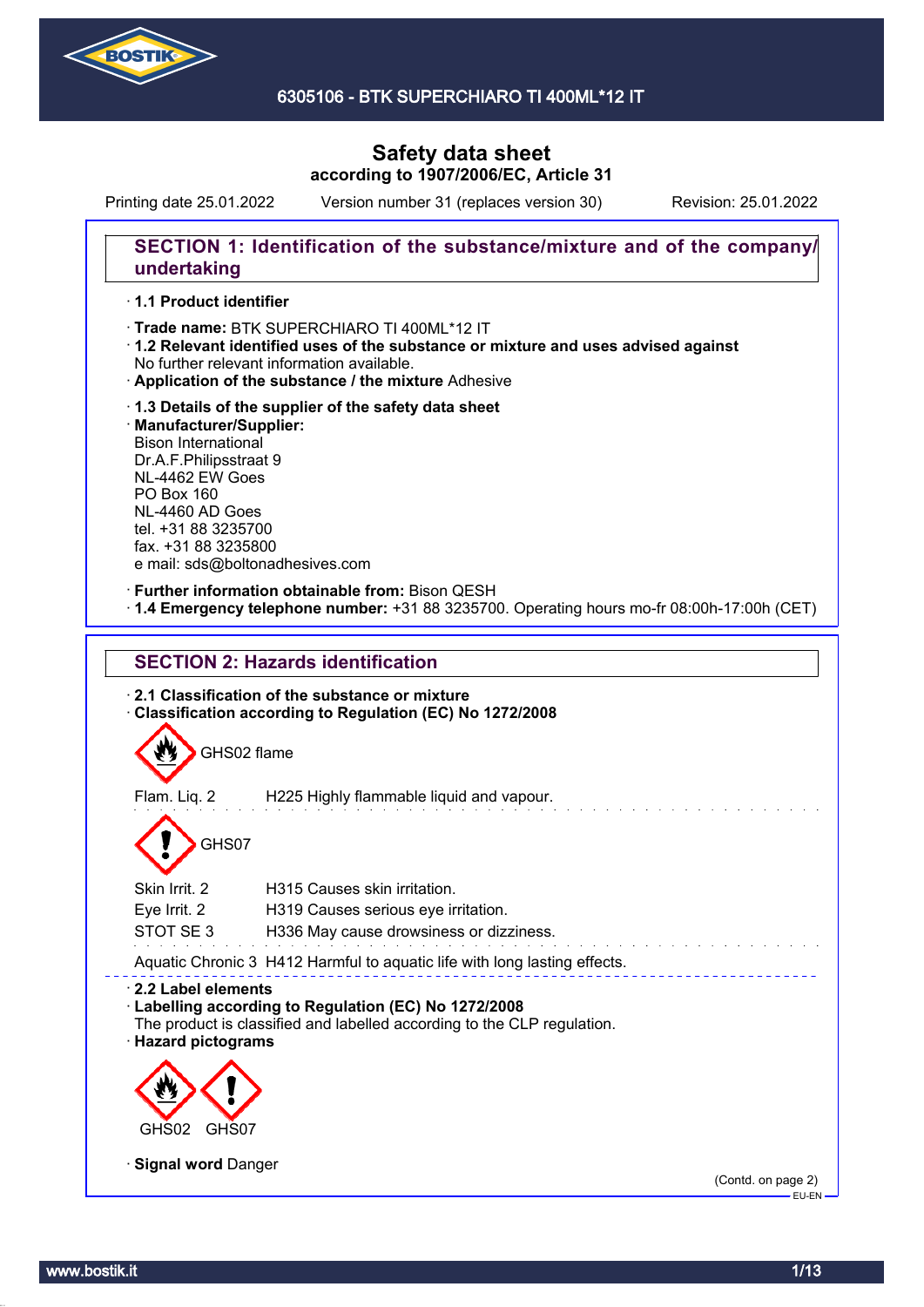# Safety data sheet

**according to 1907/2006/EC, Article 31**

Printing date 25.01.2022 Version number 31 (replaces version 30) Revision: 25.01.2022

## SECTION 1: Identification of the substance/mixture and of the company/undertaking

· **1.1 Product identifier**

· **Trade name:** BTK SUPERCHIARO TI 400ML*12 IT

· **1.2 Relevant identified uses of the substance or mixture and uses advised against**
No further relevant information available.

· **Application of the substance / the mixture** Adhesive

· **1.3 Details of the supplier of the safety data sheet**

· **Manufacturer/Supplier:**
Bison International
Dr.A.F.Philipsstraat 9
NL-4462 EW Goes
PO Box 160
NL-4460 AD Goes
tel. +31 88 3235700
fax. +31 88 3235800
e mail: sds@boltonadhesives.com

· **Further information obtainable from:** Bison QESH

· **1.4 Emergency telephone number:** +31 88 3235700. Operating hours mo-fr 08:00h-17:00h (CET)

## SECTION 2: Hazards identification

· **2.1 Classification of the substance or mixture**

· **Classification according to Regulation (EC) No 1272/2008**

GHS02 flame

| | |
|---|---|
| Flam. Liq. 2 | H225 Highly flammable liquid and vapour. |

GHS07

| | |
|---|---|
| Skin Irrit. 2 | H315 Causes skin irritation. |
| Eye Irrit. 2 | H319 Causes serious eye irritation. |
| STOT SE 3 | H336 May cause drowsiness or dizziness. |

| | |
|---|---|
| Aquatic Chronic 3 | H412 Harmful to aquatic life with long lasting effects. |

· **2.2 Label elements**

· **Labelling according to Regulation (EC) No 1272/2008**
The product is classified and labelled according to the CLP regulation.

· **Hazard pictograms**

GHS02 GHS07

· **Signal word** Danger

(Contd. on page 2)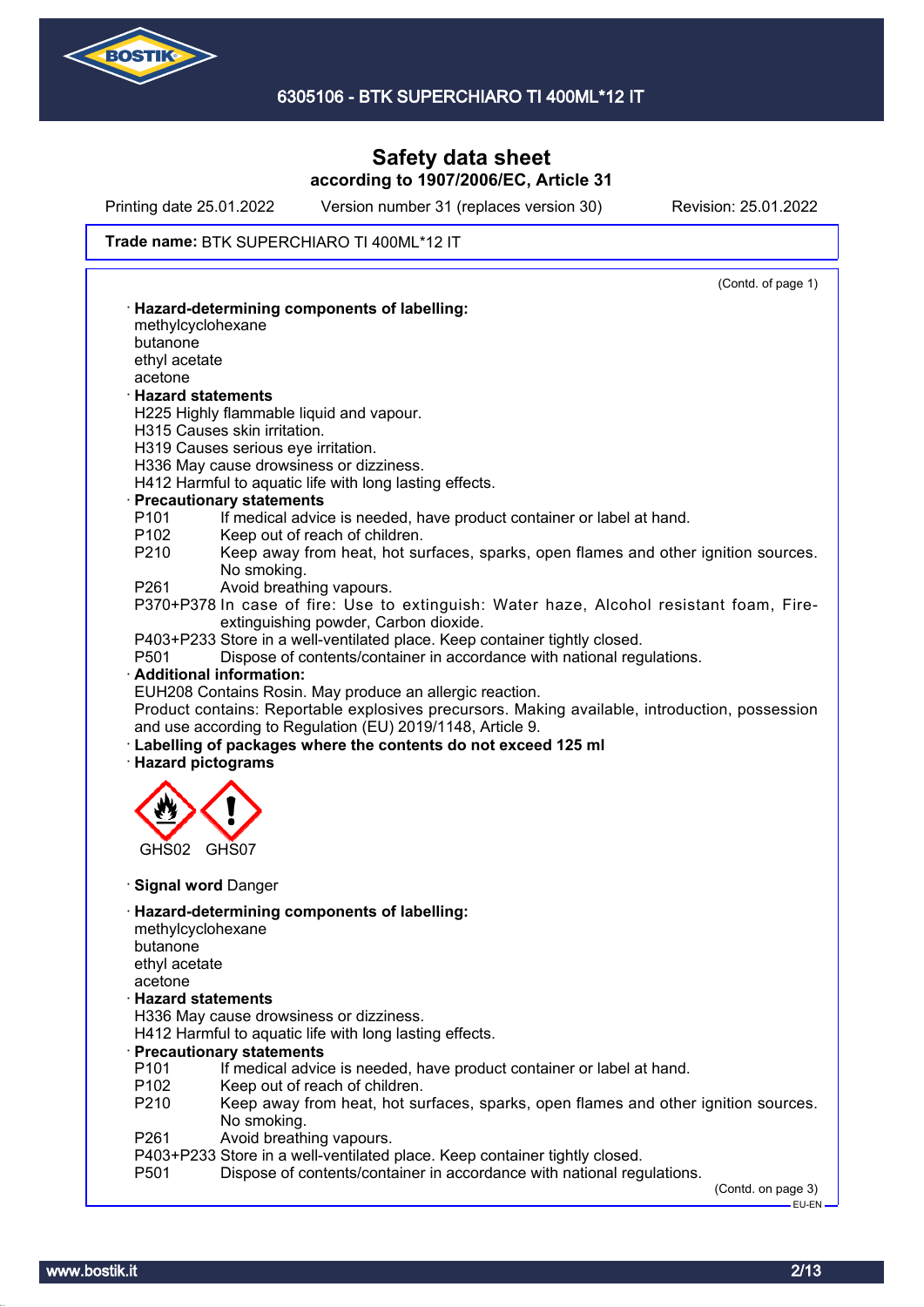(Contd. of page 1)

· **Hazard-determining components of labelling:**
methylcyclohexane
butanone
ethyl acetate
acetone

· **Hazard statements**
H225 Highly flammable liquid and vapour.
H315 Causes skin irritation.
H319 Causes serious eye irritation.
H336 May cause drowsiness or dizziness.
H412 Harmful to aquatic life with long lasting effects.

· **Precautionary statements**

P101 If medical advice is needed, have product container or label at hand.
P102 Keep out of reach of children.
P210 Keep away from heat, hot surfaces, sparks, open flames and other ignition sources. No smoking.
P261 Avoid breathing vapours.
P370+P378 In case of fire: Use to extinguish: Water haze, Alcohol resistant foam, Fire-extinguishing powder, Carbon dioxide.
P403+P233 Store in a well-ventilated place. Keep container tightly closed.
P501 Dispose of contents/container in accordance with national regulations.

· **Additional information:**
EUH208 Contains Rosin. May produce an allergic reaction.
Product contains: Reportable explosives precursors. Making available, introduction, possession and use according to Regulation (EU) 2019/1148, Article 9.

· **Labelling of packages where the contents do not exceed 125 ml**

· **Hazard pictograms**

GHS02 GHS07

· **Signal word** Danger

· **Hazard-determining components of labelling:**
methylcyclohexane
butanone
ethyl acetate
acetone

· **Hazard statements**
H336 May cause drowsiness or dizziness.
H412 Harmful to aquatic life with long lasting effects.

· **Precautionary statements**

P101 If medical advice is needed, have product container or label at hand.
P102 Keep out of reach of children.
P210 Keep away from heat, hot surfaces, sparks, open flames and other ignition sources. No smoking.
P261 Avoid breathing vapours.
P403+P233 Store in a well-ventilated place. Keep container tightly closed.
P501 Dispose of contents/container in accordance with national regulations.

(Contd. on page 3)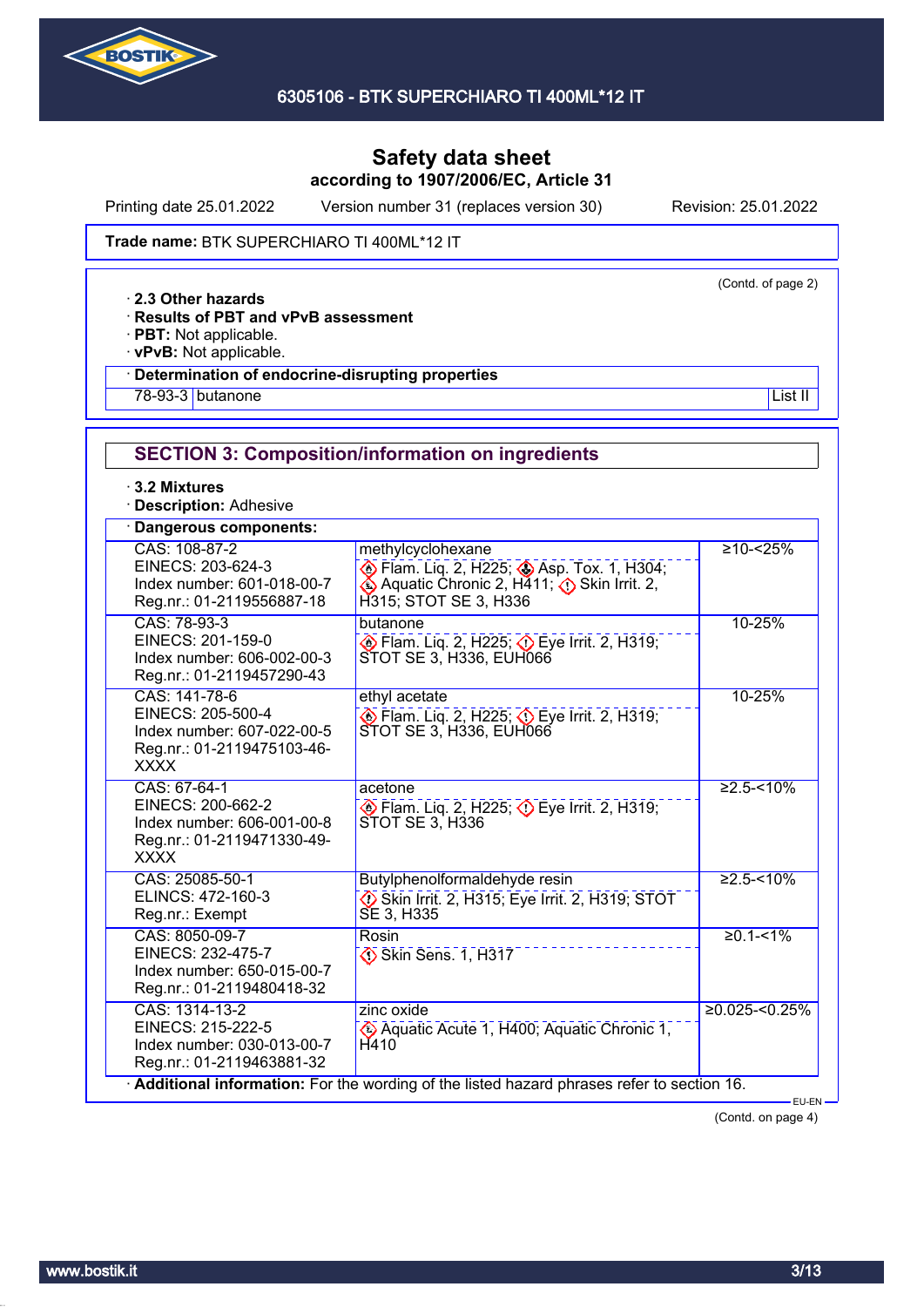**Trade name:** BTK SUPERCHIARO TI 400ML*12 IT

(Contd. of page 2)

· **2.3 Other hazards**
· **Results of PBT and vPvB assessment**
· **PBT:** Not applicable.
· **vPvB:** Not applicable.

· **Determination of endocrine-disrupting properties**

| | | |
|---|---|---|
| 78-93-3 | butanone | List II |

## SECTION 3: Composition/information on ingredients

· **3.2 Mixtures**
· **Description:** Adhesive

· **Dangerous components:**

| | | |
|---|---|---|
| CAS: 108-87-2<br>EINECS: 203-624-3<br>Index number: 601-018-00-7<br>Reg.nr.: 01-2119556887-18 | methylcyclohexane<br>Flam. Liq. 2, H225; Asp. Tox. 1, H304; Aquatic Chronic 2, H411; Skin Irrit. 2, H315; STOT SE 3, H336 | ≥10-<25% |
| CAS: 78-93-3<br>EINECS: 201-159-0<br>Index number: 606-002-00-3<br>Reg.nr.: 01-2119457290-43 | butanone<br>Flam. Liq. 2, H225; Eye Irrit. 2, H319; STOT SE 3, H336, EUH066 | 10-25% |
| CAS: 141-78-6<br>EINECS: 205-500-4<br>Index number: 607-022-00-5<br>Reg.nr.: 01-2119475103-46-XXXX | ethyl acetate<br>Flam. Liq. 2, H225; Eye Irrit. 2, H319; STOT SE 3, H336, EUH066 | 10-25% |
| CAS: 67-64-1<br>EINECS: 200-662-2<br>Index number: 606-001-00-8<br>Reg.nr.: 01-2119471330-49-XXXX | acetone<br>Flam. Liq. 2, H225; Eye Irrit. 2, H319; STOT SE 3, H336 | ≥2.5-<10% |
| CAS: 25085-50-1<br>ELINCS: 472-160-3<br>Reg.nr.: Exempt | Butylphenolformaldehyde resin<br>Skin Irrit. 2, H315; Eye Irrit. 2, H319; STOT SE 3, H335 | ≥2.5-<10% |
| CAS: 8050-09-7<br>EINECS: 232-475-7<br>Index number: 650-015-00-7<br>Reg.nr.: 01-2119480418-32 | Rosin<br>Skin Sens. 1, H317 | ≥0.1-<1% |
| CAS: 1314-13-2<br>EINECS: 215-222-5<br>Index number: 030-013-00-7<br>Reg.nr.: 01-2119463881-32 | zinc oxide<br>Aquatic Acute 1, H400; Aquatic Chronic 1, H410 | ≥0.025-<0.25% |

· **Additional information:** For the wording of the listed hazard phrases refer to section 16.

EU-EN

(Contd. on page 4)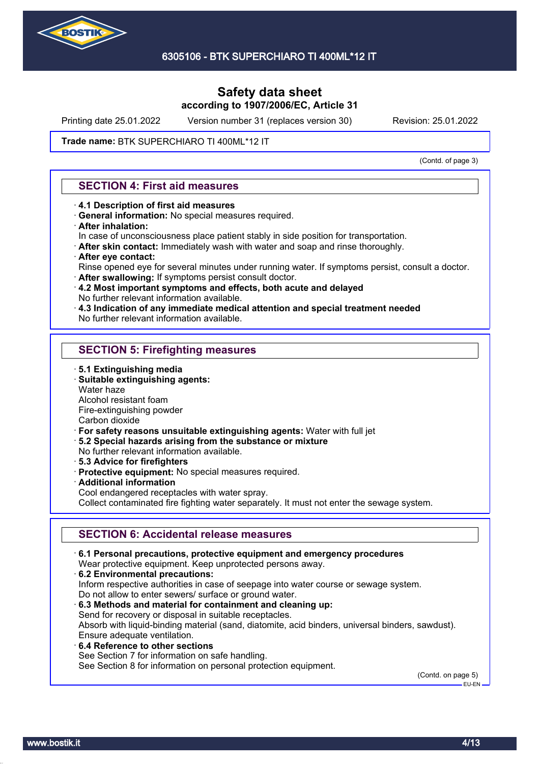# Safety data sheet

**according to 1907/2006/EC, Article 31**

Printing date 25.01.2022 Version number 31 (replaces version 30) Revision: 25.01.2022

**Trade name:** BTK SUPERCHIARO TI 400ML*12 IT

(Contd. of page 3)

## SECTION 4: First aid measures

- **4.1 Description of first aid measures**
- **General information:** No special measures required.
- **After inhalation:**
  In case of unconsciousness place patient stably in side position for transportation.
- **After skin contact:** Immediately wash with water and soap and rinse thoroughly.
- **After eye contact:**
  Rinse opened eye for several minutes under running water. If symptoms persist, consult a doctor.
- **After swallowing:** If symptoms persist consult doctor.
- **4.2 Most important symptoms and effects, both acute and delayed**
  No further relevant information available.
- **4.3 Indication of any immediate medical attention and special treatment needed**
  No further relevant information available.

## SECTION 5: Firefighting measures

- **5.1 Extinguishing media**
- **Suitable extinguishing agents:**
  Water haze
  Alcohol resistant foam
  Fire-extinguishing powder
  Carbon dioxide
- **For safety reasons unsuitable extinguishing agents:** Water with full jet
- **5.2 Special hazards arising from the substance or mixture**
  No further relevant information available.
- **5.3 Advice for firefighters**
- **Protective equipment:** No special measures required.
- **Additional information**
  Cool endangered receptacles with water spray.
  Collect contaminated fire fighting water separately. It must not enter the sewage system.

## SECTION 6: Accidental release measures

- **6.1 Personal precautions, protective equipment and emergency procedures**
  Wear protective equipment. Keep unprotected persons away.
- **6.2 Environmental precautions:**
  Inform respective authorities in case of seepage into water course or sewage system.
  Do not allow to enter sewers/ surface or ground water.
- **6.3 Methods and material for containment and cleaning up:**
  Send for recovery or disposal in suitable receptacles.
  Absorb with liquid-binding material (sand, diatomite, acid binders, universal binders, sawdust).
  Ensure adequate ventilation.
- **6.4 Reference to other sections**
  See Section 7 for information on safe handling.
  See Section 8 for information on personal protection equipment.

(Contd. on page 5)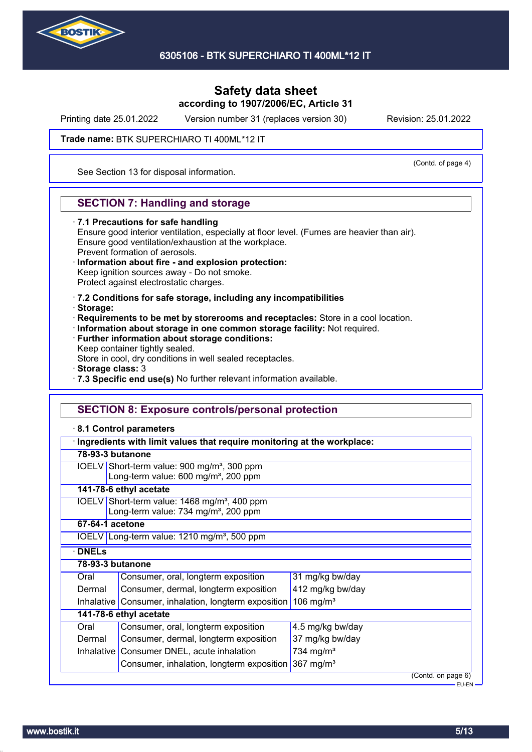Safety data sheet
according to 1907/2006/EC, Article 31

Printing date 25.01.2022 Version number 31 (replaces version 30) Revision: 25.01.2022

**Trade name:** BTK SUPERCHIARO TI 400ML*12 IT

(Contd. of page 4)

See Section 13 for disposal information.

## SECTION 7: Handling and storage

· **7.1 Precautions for safe handling**
Ensure good interior ventilation, especially at floor level. (Fumes are heavier than air).
Ensure good ventilation/exhaustion at the workplace.
Prevent formation of aerosols.
· **Information about fire - and explosion protection:**
Keep ignition sources away - Do not smoke.
Protect against electrostatic charges.

· **7.2 Conditions for safe storage, including any incompatibilities**
· **Storage:**
· **Requirements to be met by storerooms and receptacles:** Store in a cool location.
· **Information about storage in one common storage facility:** Not required.
· **Further information about storage conditions:**
Keep container tightly sealed.
Store in cool, dry conditions in well sealed receptacles.
· **Storage class:** 3
· **7.3 Specific end use(s)** No further relevant information available.

## SECTION 8: Exposure controls/personal protection

· **8.1 Control parameters**

| · **Ingredients with limit values that require monitoring at the workplace:** | |
|---|---|
| **78-93-3 butanone** | |
| IOELV | Short-term value: 900 mg/m³, 300 ppm<br>Long-term value: 600 mg/m³, 200 ppm |
| **141-78-6 ethyl acetate** | |
| IOELV | Short-term value: 1468 mg/m³, 400 ppm<br>Long-term value: 734 mg/m³, 200 ppm |
| **67-64-1 acetone** | |
| IOELV | Long-term value: 1210 mg/m³, 500 ppm |

| · **DNELs** | | |
|---|---|---|
| **78-93-3 butanone** | | |
| Oral | Consumer, oral, longterm exposition | 31 mg/kg bw/day |
| Dermal | Consumer, dermal, longterm exposition | 412 mg/kg bw/day |
| Inhalative | Consumer, inhalation, longterm exposition | 106 mg/m³ |
| **141-78-6 ethyl acetate** | | |
| Oral | Consumer, oral, longterm exposition | 4.5 mg/kg bw/day |
| Dermal | Consumer, dermal, longterm exposition | 37 mg/kg bw/day |
| Inhalative | Consumer DNEL, acute inhalation | 734 mg/m³ |
| | Consumer, inhalation, longterm exposition | 367 mg/m³ |

(Contd. on page 6)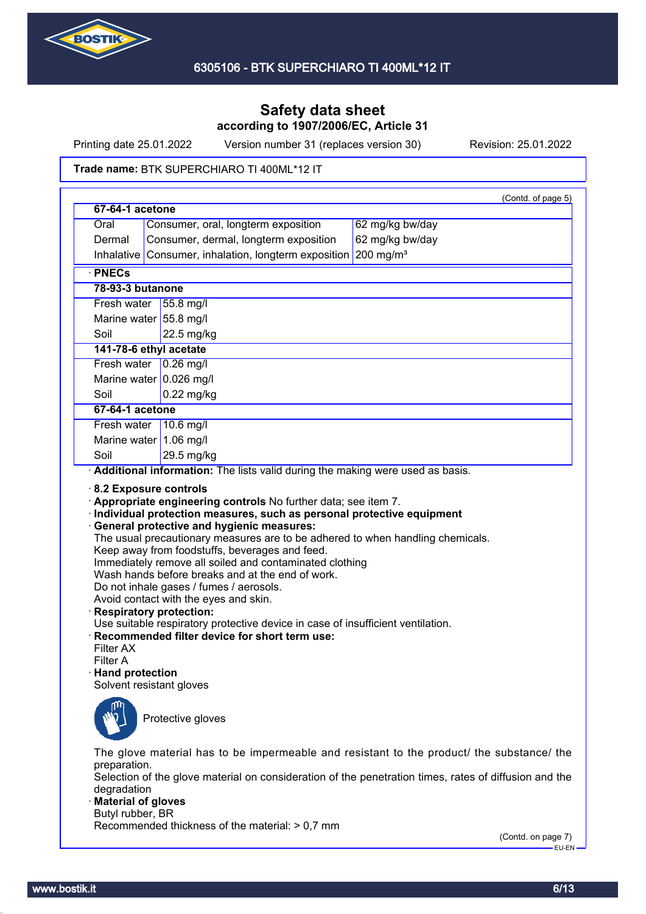## Safety data sheet
### according to 1907/2006/EC, Article 31

Printing date 25.01.2022 Version number 31 (replaces version 30) Revision: 25.01.2022

**Trade name:** BTK SUPERCHIARO TI 400ML*12 IT

(Contd. of page 5)

| **67-64-1 acetone** | | |
|---|---|---|
| Oral | Consumer, oral, longterm exposition | 62 mg/kg bw/day |
| Dermal | Consumer, dermal, longterm exposition | 62 mg/kg bw/day |
| Inhalative | Consumer, inhalation, longterm exposition | 200 mg/m³ |

· **PNECs**

| **78-93-3 butanone** | |
|---|---|
| Fresh water | 55.8 mg/l |
| Marine water | 55.8 mg/l |
| Soil | 22.5 mg/kg |
| **141-78-6 ethyl acetate** | |
| Fresh water | 0.26 mg/l |
| Marine water | 0.026 mg/l |
| Soil | 0.22 mg/kg |
| **67-64-1 acetone** | |
| Fresh water | 10.6 mg/l |
| Marine water | 1.06 mg/l |
| Soil | 29.5 mg/kg |

· **Additional information:** The lists valid during the making were used as basis.

· **8.2 Exposure controls**
· **Appropriate engineering controls** No further data; see item 7.
· **Individual protection measures, such as personal protective equipment**
· **General protective and hygienic measures:**
The usual precautionary measures are to be adhered to when handling chemicals.
Keep away from foodstuffs, beverages and feed.
Immediately remove all soiled and contaminated clothing
Wash hands before breaks and at the end of work.
Do not inhale gases / fumes / aerosols.
Avoid contact with the eyes and skin.
· **Respiratory protection:**
Use suitable respiratory protective device in case of insufficient ventilation.
· **Recommended filter device for short term use:**
Filter AX
Filter A
· **Hand protection**
Solvent resistant gloves

Protective gloves

The glove material has to be impermeable and resistant to the product/ the substance/ the preparation.
Selection of the glove material on consideration of the penetration times, rates of diffusion and the degradation
· **Material of gloves**
Butyl rubber, BR
Recommended thickness of the material: > 0,7 mm

(Contd. on page 7)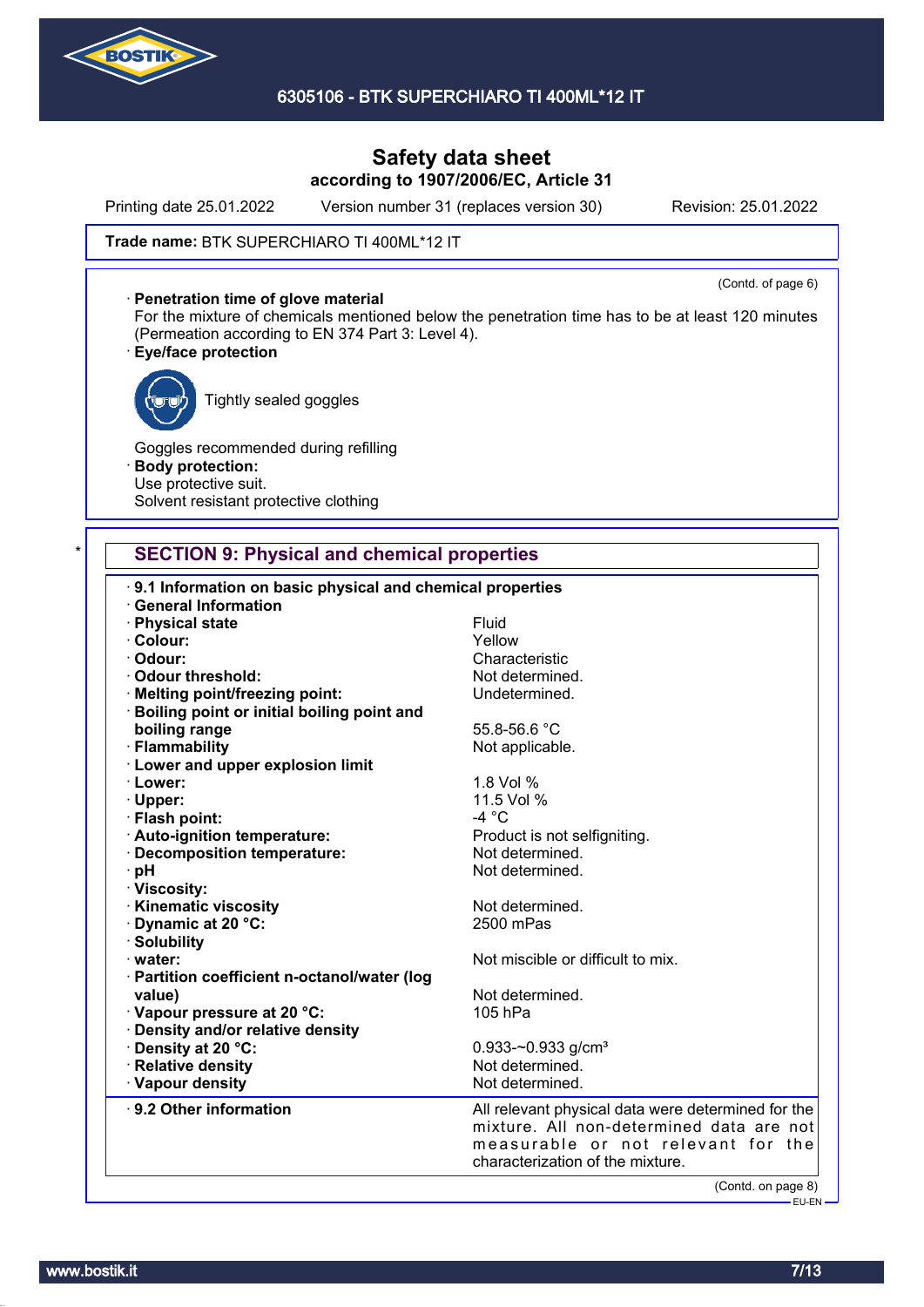Trade name: BTK SUPERCHIARO TI 400ML*12 IT

(Contd. of page 6)

· **Penetration time of glove material**
For the mixture of chemicals mentioned below the penetration time has to be at least 120 minutes (Permeation according to EN 374 Part 3: Level 4).

· **Eye/face protection**

Tightly sealed goggles

Goggles recommended during refilling

· **Body protection:**
Use protective suit.
Solvent resistant protective clothing

## * SECTION 9: Physical and chemical properties

| | |
|---|---|
| · **9.1 Information on basic physical and chemical properties** | |
| · **General Information** | |
| · **Physical state** | Fluid |
| · **Colour:** | Yellow |
| · **Odour:** | Characteristic |
| · **Odour threshold:** | Not determined. |
| · **Melting point/freezing point:** | Undetermined. |
| · **Boiling point or initial boiling point and boiling range** | 55.8-56.6 °C |
| · **Flammability** | Not applicable. |
| · **Lower and upper explosion limit** | |
| · **Lower:** | 1.8 Vol % |
| · **Upper:** | 11.5 Vol % |
| · **Flash point:** | -4 °C |
| · **Auto-ignition temperature:** | Product is not selfigniting. |
| · **Decomposition temperature:** | Not determined. |
| · **pH** | Not determined. |
| · **Viscosity:** | |
| · **Kinematic viscosity** | Not determined. |
| · **Dynamic at 20 °C:** | 2500 mPas |
| · **Solubility** | |
| · **water:** | Not miscible or difficult to mix. |
| · **Partition coefficient n-octanol/water (log value)** | Not determined. |
| · **Vapour pressure at 20 °C:** | 105 hPa |
| · **Density and/or relative density** | |
| · **Density at 20 °C:** | 0.933-~0.933 g/cm³ |
| · **Relative density** | Not determined. |
| · **Vapour density** | Not determined. |
| · **9.2 Other information** | All relevant physical data were determined for the mixture. All non-determined data are not measurable or not relevant for the characterization of the mixture. |

(Contd. on page 8)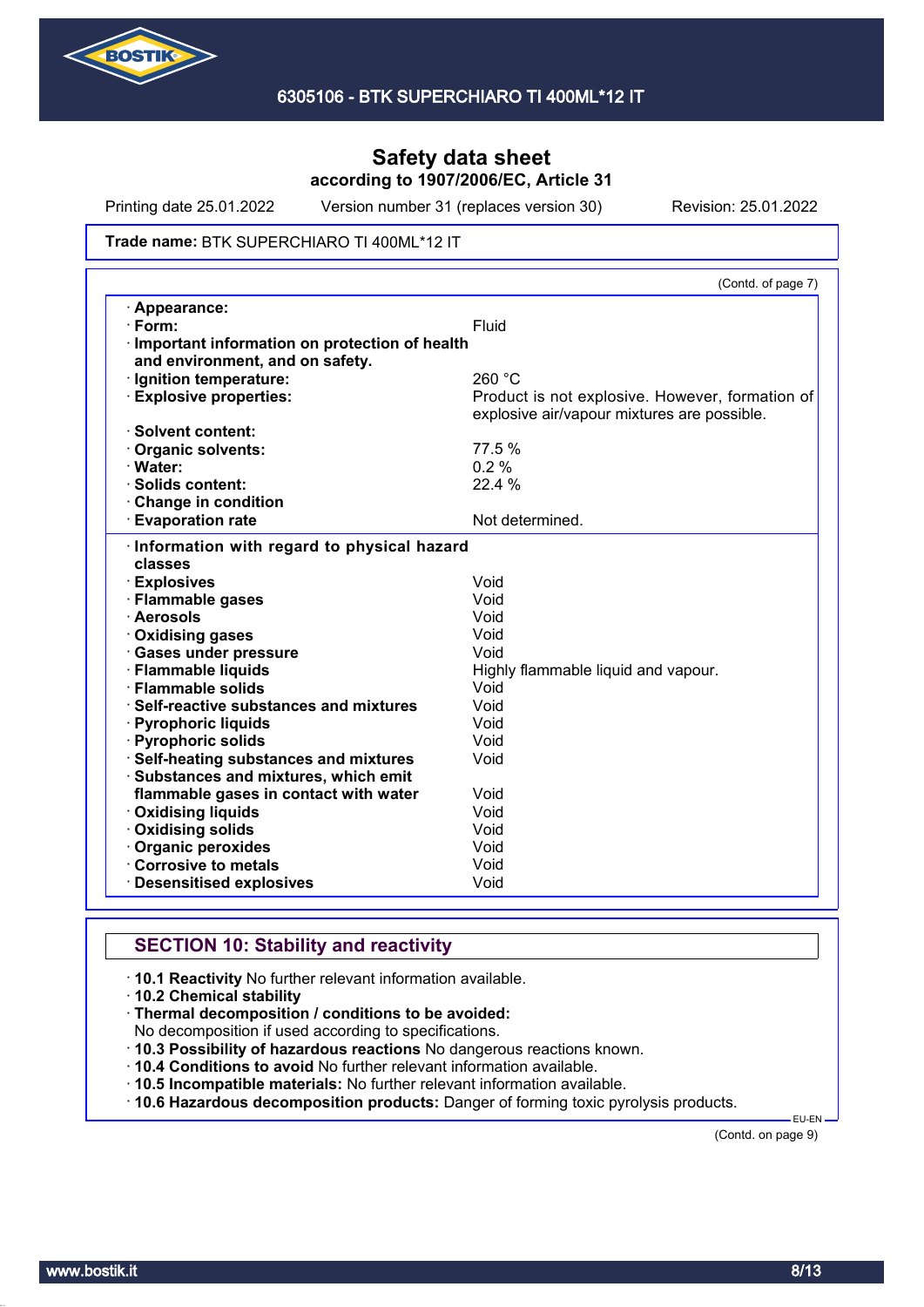Trade name: BTK SUPERCHIARO TI 400ML*12 IT

(Contd. of page 7)

| | |
|---|---|
| · **Appearance:** | |
| · **Form:** | Fluid |
| · **Important information on protection of health and environment, and on safety.** | |
| · **Ignition temperature:** | 260 °C |
| · **Explosive properties:** | Product is not explosive. However, formation of explosive air/vapour mixtures are possible. |
| · **Solvent content:** | |
| · **Organic solvents:** | 77.5 % |
| · **Water:** | 0.2 % |
| · **Solids content:** | 22.4 % |
| · **Change in condition** | |
| · **Evaporation rate** | Not determined. |

| | |
|---|---|
| · **Information with regard to physical hazard classes** | |
| · **Explosives** | Void |
| · **Flammable gases** | Void |
| · **Aerosols** | Void |
| · **Oxidising gases** | Void |
| · **Gases under pressure** | Void |
| · **Flammable liquids** | Highly flammable liquid and vapour. |
| · **Flammable solids** | Void |
| · **Self-reactive substances and mixtures** | Void |
| · **Pyrophoric liquids** | Void |
| · **Pyrophoric solids** | Void |
| · **Self-heating substances and mixtures** | Void |
| · **Substances and mixtures, which emit flammable gases in contact with water** | Void |
| · **Oxidising liquids** | Void |
| · **Oxidising solids** | Void |
| · **Organic peroxides** | Void |
| · **Corrosive to metals** | Void |
| · **Desensitised explosives** | Void |

## SECTION 10: Stability and reactivity

· **10.1 Reactivity** No further relevant information available.
· **10.2 Chemical stability**
· **Thermal decomposition / conditions to be avoided:**
No decomposition if used according to specifications.
· **10.3 Possibility of hazardous reactions** No dangerous reactions known.
· **10.4 Conditions to avoid** No further relevant information available.
· **10.5 Incompatible materials:** No further relevant information available.
· **10.6 Hazardous decomposition products:** Danger of forming toxic pyrolysis products.

(Contd. on page 9)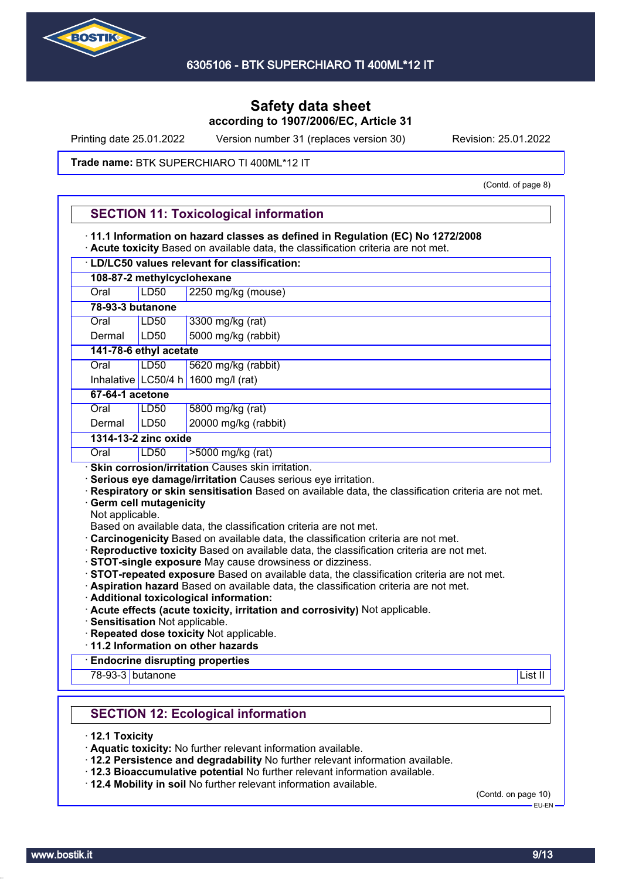# Safety data sheet

**according to 1907/2006/EC, Article 31**

Printing date 25.01.2022 Version number 31 (replaces version 30) Revision: 25.01.2022

**Trade name:** BTK SUPERCHIARO TI 400ML*12 IT

(Contd. of page 8)

## SECTION 11: Toxicological information

· **11.1 Information on hazard classes as defined in Regulation (EC) No 1272/2008**
· **Acute toxicity** Based on available data, the classification criteria are not met.

| · **LD/LC50 values relevant for classification:** | | |
|---|---|---|
| **108-87-2 methylcyclohexane** | | |
| Oral | LD50 | 2250 mg/kg (mouse) |
| **78-93-3 butanone** | | |
| Oral | LD50 | 3300 mg/kg (rat) |
| Dermal | LD50 | 5000 mg/kg (rabbit) |
| **141-78-6 ethyl acetate** | | |
| Oral | LD50 | 5620 mg/kg (rabbit) |
| Inhalative | LC50/4 h | 1600 mg/l (rat) |
| **67-64-1 acetone** | | |
| Oral | LD50 | 5800 mg/kg (rat) |
| Dermal | LD50 | 20000 mg/kg (rabbit) |
| **1314-13-2 zinc oxide** | | |
| Oral | LD50 | >5000 mg/kg (rat) |

· **Skin corrosion/irritation** Causes skin irritation.
· **Serious eye damage/irritation** Causes serious eye irritation.
· **Respiratory or skin sensitisation** Based on available data, the classification criteria are not met.
· **Germ cell mutagenicity**
Not applicable.
Based on available data, the classification criteria are not met.
· **Carcinogenicity** Based on available data, the classification criteria are not met.
· **Reproductive toxicity** Based on available data, the classification criteria are not met.
· **STOT-single exposure** May cause drowsiness or dizziness.
· **STOT-repeated exposure** Based on available data, the classification criteria are not met.
· **Aspiration hazard** Based on available data, the classification criteria are not met.
· **Additional toxicological information:**
· **Acute effects (acute toxicity, irritation and corrosivity)** Not applicable.
· **Sensitisation** Not applicable.
· **Repeated dose toxicity** Not applicable.
· **11.2 Information on other hazards**

| · **Endocrine disrupting properties** | | |
|---|---|---|
| 78-93-3 | butanone | List II |

## SECTION 12: Ecological information

· **12.1 Toxicity**
· **Aquatic toxicity:** No further relevant information available.
· **12.2 Persistence and degradability** No further relevant information available.
· **12.3 Bioaccumulative potential** No further relevant information available.
· **12.4 Mobility in soil** No further relevant information available.

(Contd. on page 10)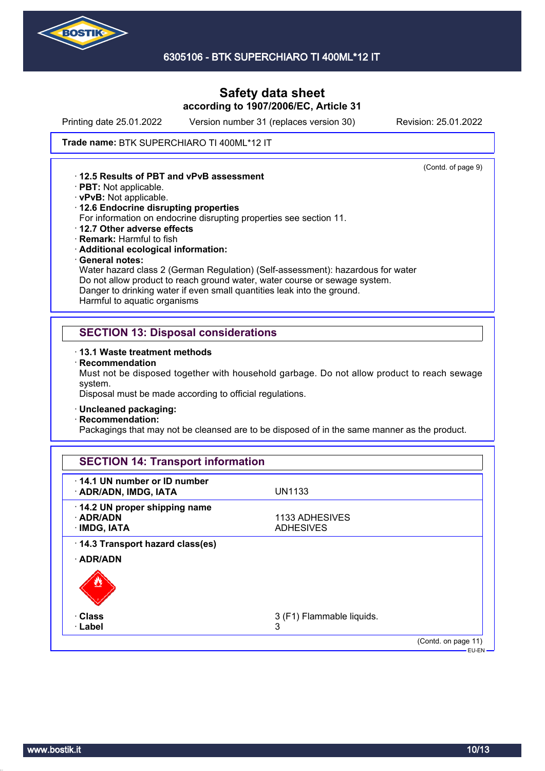**Trade name:** BTK SUPERCHIARO TI 400ML*12 IT

(Contd. of page 9)

· **12.5 Results of PBT and vPvB assessment**
· **PBT:** Not applicable.
· **vPvB:** Not applicable.
· **12.6 Endocrine disrupting properties**
For information on endocrine disrupting properties see section 11.
· **12.7 Other adverse effects**
· **Remark:** Harmful to fish
· **Additional ecological information:**
· **General notes:**
Water hazard class 2 (German Regulation) (Self-assessment): hazardous for water
Do not allow product to reach ground water, water course or sewage system.
Danger to drinking water if even small quantities leak into the ground.
Harmful to aquatic organisms

## SECTION 13: Disposal considerations

· **13.1 Waste treatment methods**
· **Recommendation**
Must not be disposed together with household garbage. Do not allow product to reach sewage system.
Disposal must be made according to official regulations.

· **Uncleaned packaging:**
· **Recommendation:**
Packagings that may not be cleansed are to be disposed of in the same manner as the product.

## SECTION 14: Transport information

| | |
|---|---|
| · **14.1 UN number or ID number** | |
| · **ADR/ADN, IMDG, IATA** | UN1133 |
| · **14.2 UN proper shipping name** | |
| · **ADR/ADN** | 1133 ADHESIVES |
| · **IMDG, IATA** | ADHESIVES |
| · **14.3 Transport hazard class(es)** | |
| · **ADR/ADN** | |
| · **Class** | 3 (F1) Flammable liquids. |
| · **Label** | 3 |

(Contd. on page 11)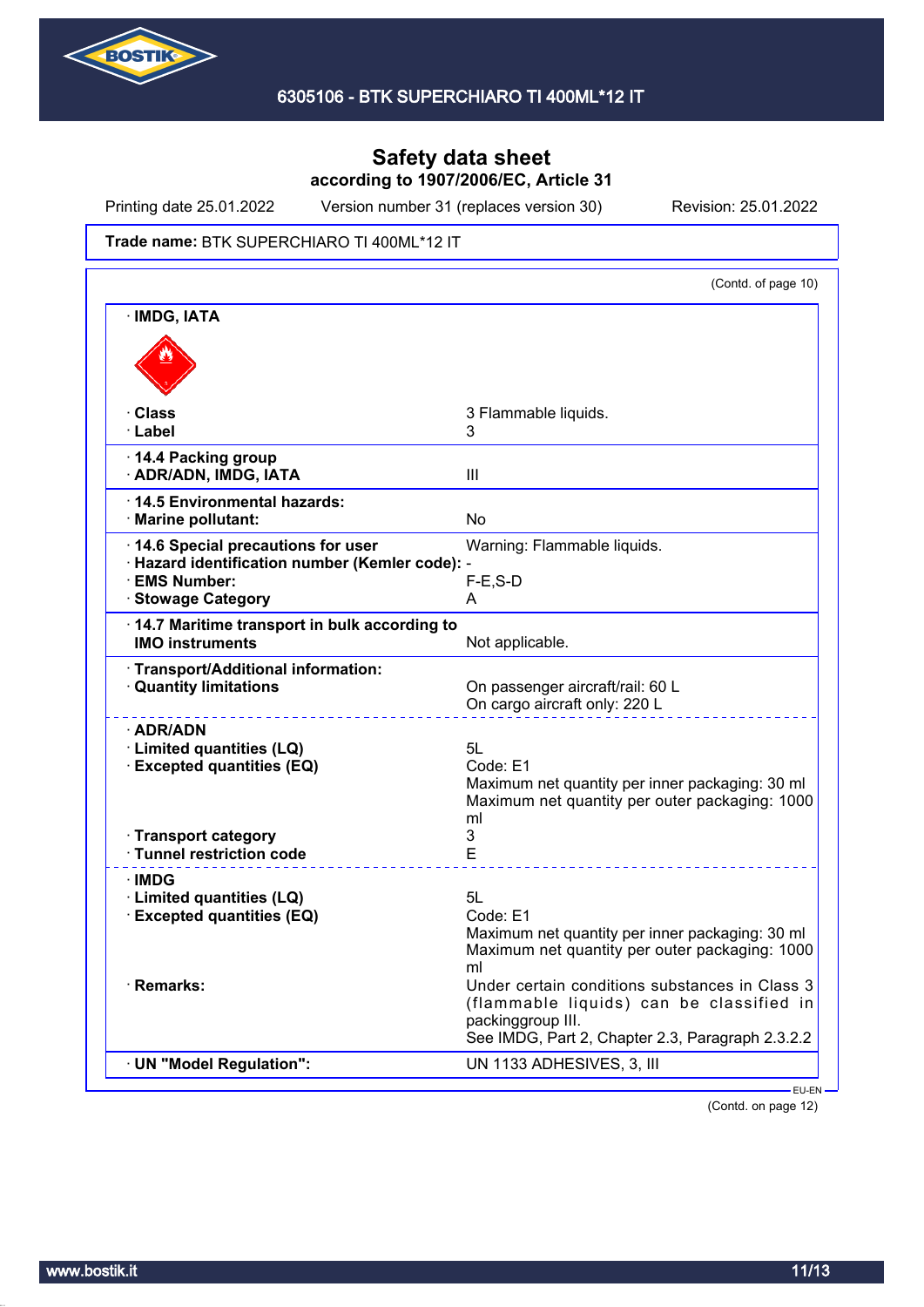Safety data sheet
according to 1907/2006/EC, Article 31

Printing date 25.01.2022 Version number 31 (replaces version 30) Revision: 25.01.2022

**Trade name:** BTK SUPERCHIARO TI 400ML*12 IT

(Contd. of page 10)

· **IMDG, IATA**

| | |
|---|---|
| · **Class** | 3 Flammable liquids. |
| · **Label** | 3 |
| · **14.4 Packing group** | |
| · **ADR/ADN, IMDG, IATA** | III |
| · **14.5 Environmental hazards:** | |
| · **Marine pollutant:** | No |
| · **14.6 Special precautions for user** | Warning: Flammable liquids. |
| · **Hazard identification number (Kemler code):** | - |
| · **EMS Number:** | F-E,S-D |
| · **Stowage Category** | A |
| · **14.7 Maritime transport in bulk according to IMO instruments** | Not applicable. |
| · **Transport/Additional information:** | |
| · **Quantity limitations** | On passenger aircraft/rail: 60 L<br>On cargo aircraft only: 220 L |
| · **ADR/ADN** | |
| · **Limited quantities (LQ)** | 5L |
| · **Excepted quantities (EQ)** | Code: E1<br>Maximum net quantity per inner packaging: 30 ml<br>Maximum net quantity per outer packaging: 1000 ml |
| · **Transport category** | 3 |
| · **Tunnel restriction code** | E |
| · **IMDG** | |
| · **Limited quantities (LQ)** | 5L |
| · **Excepted quantities (EQ)** | Code: E1<br>Maximum net quantity per inner packaging: 30 ml<br>Maximum net quantity per outer packaging: 1000 ml |
| · **Remarks:** | Under certain conditions substances in Class 3 (flammable liquids) can be classified in packinggroup III.<br>See IMDG, Part 2, Chapter 2.3, Paragraph 2.3.2.2 |
| · **UN "Model Regulation":** | UN 1133 ADHESIVES, 3, III |

(Contd. on page 12)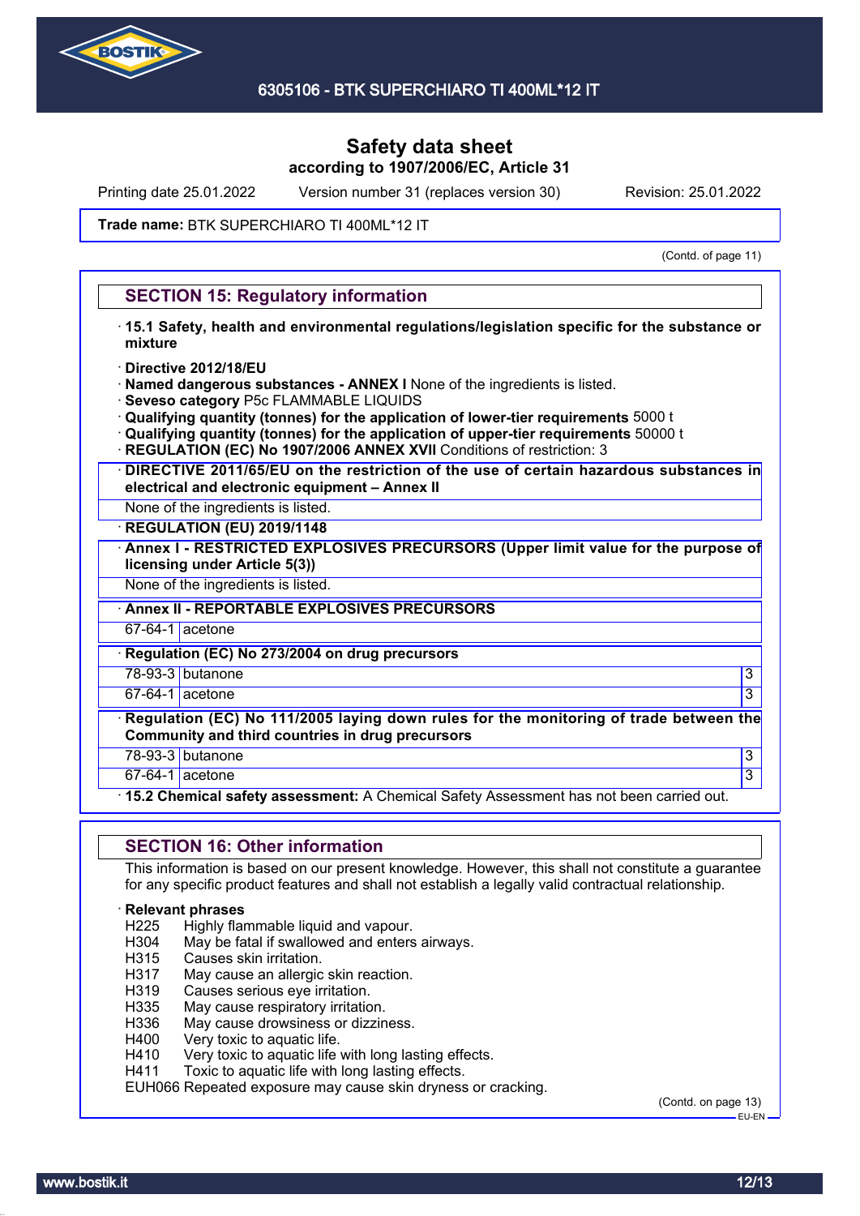Safety data sheet
according to 1907/2006/EC, Article 31

Printing date 25.01.2022 Version number 31 (replaces version 30) Revision: 25.01.2022

**Trade name:** BTK SUPERCHIARO TI 400ML*12 IT

(Contd. of page 11)

## SECTION 15: Regulatory information

· **15.1 Safety, health and environmental regulations/legislation specific for the substance or mixture**

· **Directive 2012/18/EU**
· **Named dangerous substances - ANNEX I** None of the ingredients is listed.
· **Seveso category** P5c FLAMMABLE LIQUIDS
· **Qualifying quantity (tonnes) for the application of lower-tier requirements** 5000 t
· **Qualifying quantity (tonnes) for the application of upper-tier requirements** 50000 t
· **REGULATION (EC) No 1907/2006 ANNEX XVII** Conditions of restriction: 3

· **DIRECTIVE 2011/65/EU on the restriction of the use of certain hazardous substances in electrical and electronic equipment – Annex II**

None of the ingredients is listed.

· **REGULATION (EU) 2019/1148**

· **Annex I - RESTRICTED EXPLOSIVES PRECURSORS (Upper limit value for the purpose of licensing under Article 5(3))**

None of the ingredients is listed.

· **Annex II - REPORTABLE EXPLOSIVES PRECURSORS**

| | |
|---|---|
| 67-64-1 | acetone |

· **Regulation (EC) No 273/2004 on drug precursors**

| | | |
|---|---|---|
| 78-93-3 | butanone | 3 |
| 67-64-1 | acetone | 3 |

· **Regulation (EC) No 111/2005 laying down rules for the monitoring of trade between the Community and third countries in drug precursors**

| | | |
|---|---|---|
| 78-93-3 | butanone | 3 |
| 67-64-1 | acetone | 3 |

· **15.2 Chemical safety assessment:** A Chemical Safety Assessment has not been carried out.

## SECTION 16: Other information

This information is based on our present knowledge. However, this shall not constitute a guarantee for any specific product features and shall not establish a legally valid contractual relationship.

· **Relevant phrases**

H225 Highly flammable liquid and vapour.
H304 May be fatal if swallowed and enters airways.
H315 Causes skin irritation.
H317 May cause an allergic skin reaction.
H319 Causes serious eye irritation.
H335 May cause respiratory irritation.
H336 May cause drowsiness or dizziness.
H400 Very toxic to aquatic life.
H410 Very toxic to aquatic life with long lasting effects.
H411 Toxic to aquatic life with long lasting effects.
EUH066 Repeated exposure may cause skin dryness or cracking.

(Contd. on page 13)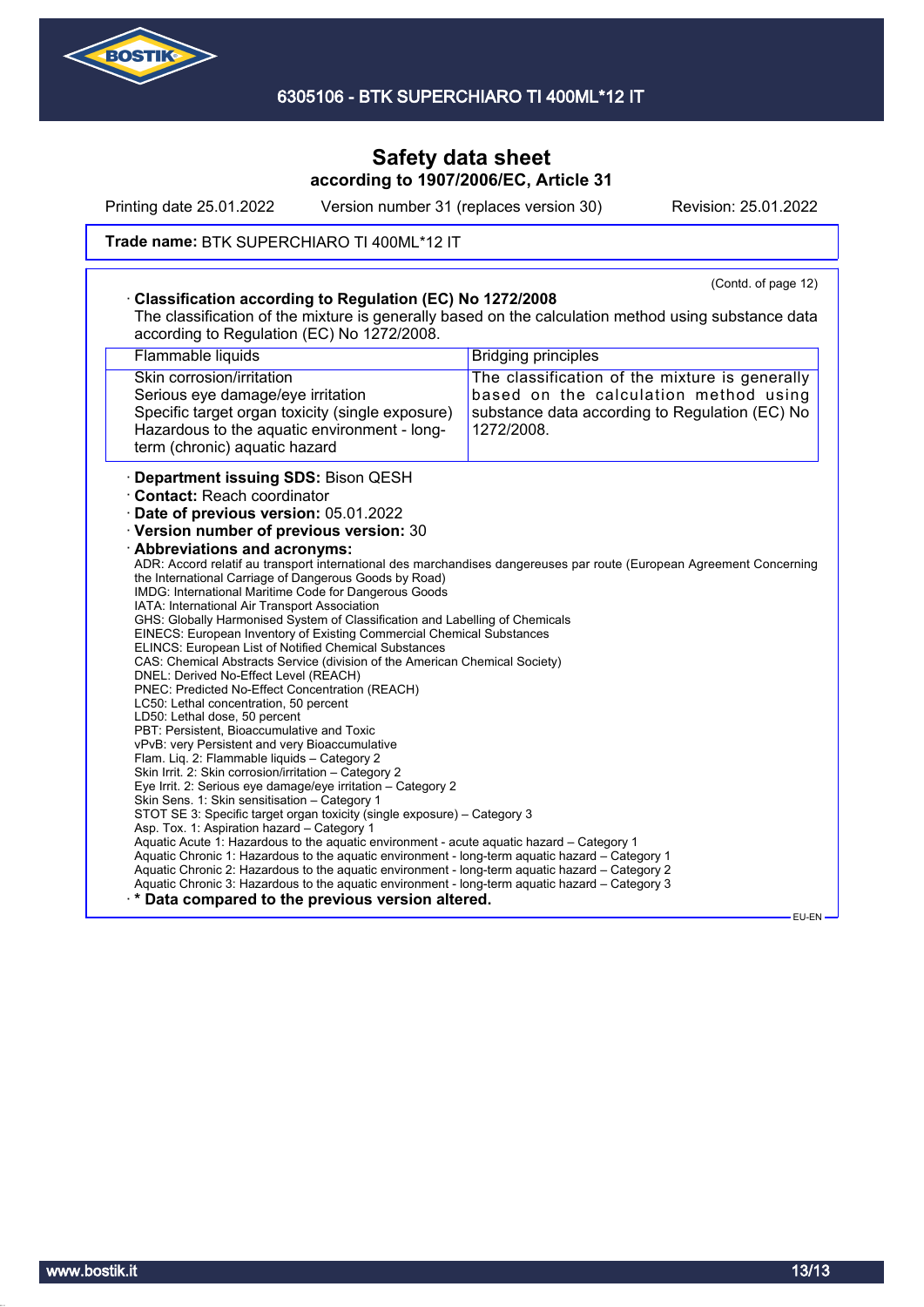# Safety data sheet
## according to 1907/2006/EC, Article 31

Printing date 25.01.2022 Version number 31 (replaces version 30) Revision: 25.01.2022

**Trade name:** BTK SUPERCHIARO TI 400ML*12 IT

(Contd. of page 12)

· **Classification according to Regulation (EC) No 1272/2008**
The classification of the mixture is generally based on the calculation method using substance data according to Regulation (EC) No 1272/2008.

| | |
|---|---|
| Flammable liquids | Bridging principles |
| Skin corrosion/irritation<br>Serious eye damage/eye irritation<br>Specific target organ toxicity (single exposure)<br>Hazardous to the aquatic environment - long-term (chronic) aquatic hazard | The classification of the mixture is generally based on the calculation method using substance data according to Regulation (EC) No 1272/2008. |

· **Department issuing SDS:** Bison QESH
· **Contact:** Reach coordinator
· **Date of previous version:** 05.01.2022
· **Version number of previous version:** 30
· **Abbreviations and acronyms:**
ADR: Accord relatif au transport international des marchandises dangereuses par route (European Agreement Concerning the International Carriage of Dangerous Goods by Road)
IMDG: International Maritime Code for Dangerous Goods
IATA: International Air Transport Association
GHS: Globally Harmonised System of Classification and Labelling of Chemicals
EINECS: European Inventory of Existing Commercial Chemical Substances
ELINCS: European List of Notified Chemical Substances
CAS: Chemical Abstracts Service (division of the American Chemical Society)
DNEL: Derived No-Effect Level (REACH)
PNEC: Predicted No-Effect Concentration (REACH)
LC50: Lethal concentration, 50 percent
LD50: Lethal dose, 50 percent
PBT: Persistent, Bioaccumulative and Toxic
vPvB: very Persistent and very Bioaccumulative
Flam. Liq. 2: Flammable liquids – Category 2
Skin Irrit. 2: Skin corrosion/irritation – Category 2
Eye Irrit. 2: Serious eye damage/eye irritation – Category 2
Skin Sens. 1: Skin sensitisation – Category 1
STOT SE 3: Specific target organ toxicity (single exposure) – Category 3
Asp. Tox. 1: Aspiration hazard – Category 1
Aquatic Acute 1: Hazardous to the aquatic environment - acute aquatic hazard – Category 1
Aquatic Chronic 1: Hazardous to the aquatic environment - long-term aquatic hazard – Category 1
Aquatic Chronic 2: Hazardous to the aquatic environment - long-term aquatic hazard – Category 2
Aquatic Chronic 3: Hazardous to the aquatic environment - long-term aquatic hazard – Category 3
· **\* Data compared to the previous version altered.**